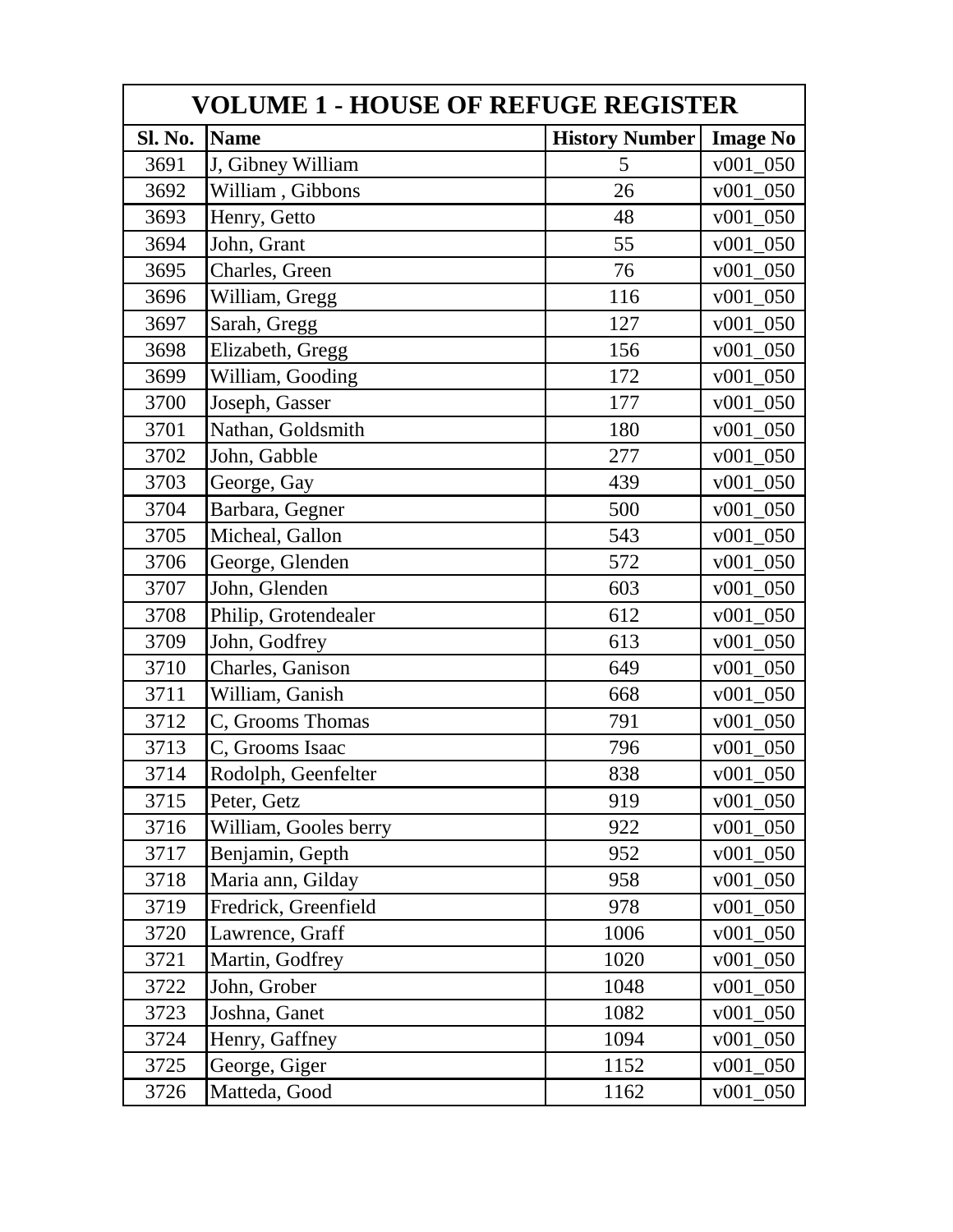| VOLUME 1 - HOUSE OF REFUGE REGISTER | | | |
|---|---|---|---|
| **Sl. No.** | **Name** | **History Number** | **Image No** |
| 3691 | J, Gibney William | 5 | v001_050 |
| 3692 | William , Gibbons | 26 | v001_050 |
| 3693 | Henry, Getto | 48 | v001_050 |
| 3694 | John, Grant | 55 | v001_050 |
| 3695 | Charles, Green | 76 | v001_050 |
| 3696 | William, Gregg | 116 | v001_050 |
| 3697 | Sarah, Gregg | 127 | v001_050 |
| 3698 | Elizabeth, Gregg | 156 | v001_050 |
| 3699 | William, Gooding | 172 | v001_050 |
| 3700 | Joseph, Gasser | 177 | v001_050 |
| 3701 | Nathan, Goldsmith | 180 | v001_050 |
| 3702 | John, Gabble | 277 | v001_050 |
| 3703 | George, Gay | 439 | v001_050 |
| 3704 | Barbara, Gegner | 500 | v001_050 |
| 3705 | Micheal, Gallon | 543 | v001_050 |
| 3706 | George, Glenden | 572 | v001_050 |
| 3707 | John, Glenden | 603 | v001_050 |
| 3708 | Philip, Grotendealer | 612 | v001_050 |
| 3709 | John, Godfrey | 613 | v001_050 |
| 3710 | Charles, Ganison | 649 | v001_050 |
| 3711 | William, Ganish | 668 | v001_050 |
| 3712 | C, Grooms Thomas | 791 | v001_050 |
| 3713 | C, Grooms Isaac | 796 | v001_050 |
| 3714 | Rodolph, Geenfelter | 838 | v001_050 |
| 3715 | Peter, Getz | 919 | v001_050 |
| 3716 | William, Gooles berry | 922 | v001_050 |
| 3717 | Benjamin, Gepth | 952 | v001_050 |
| 3718 | Maria ann, Gilday | 958 | v001_050 |
| 3719 | Fredrick, Greenfield | 978 | v001_050 |
| 3720 | Lawrence, Graff | 1006 | v001_050 |
| 3721 | Martin, Godfrey | 1020 | v001_050 |
| 3722 | John, Grober | 1048 | v001_050 |
| 3723 | Joshna, Ganet | 1082 | v001_050 |
| 3724 | Henry, Gaffney | 1094 | v001_050 |
| 3725 | George, Giger | 1152 | v001_050 |
| 3726 | Matteda, Good | 1162 | v001_050 |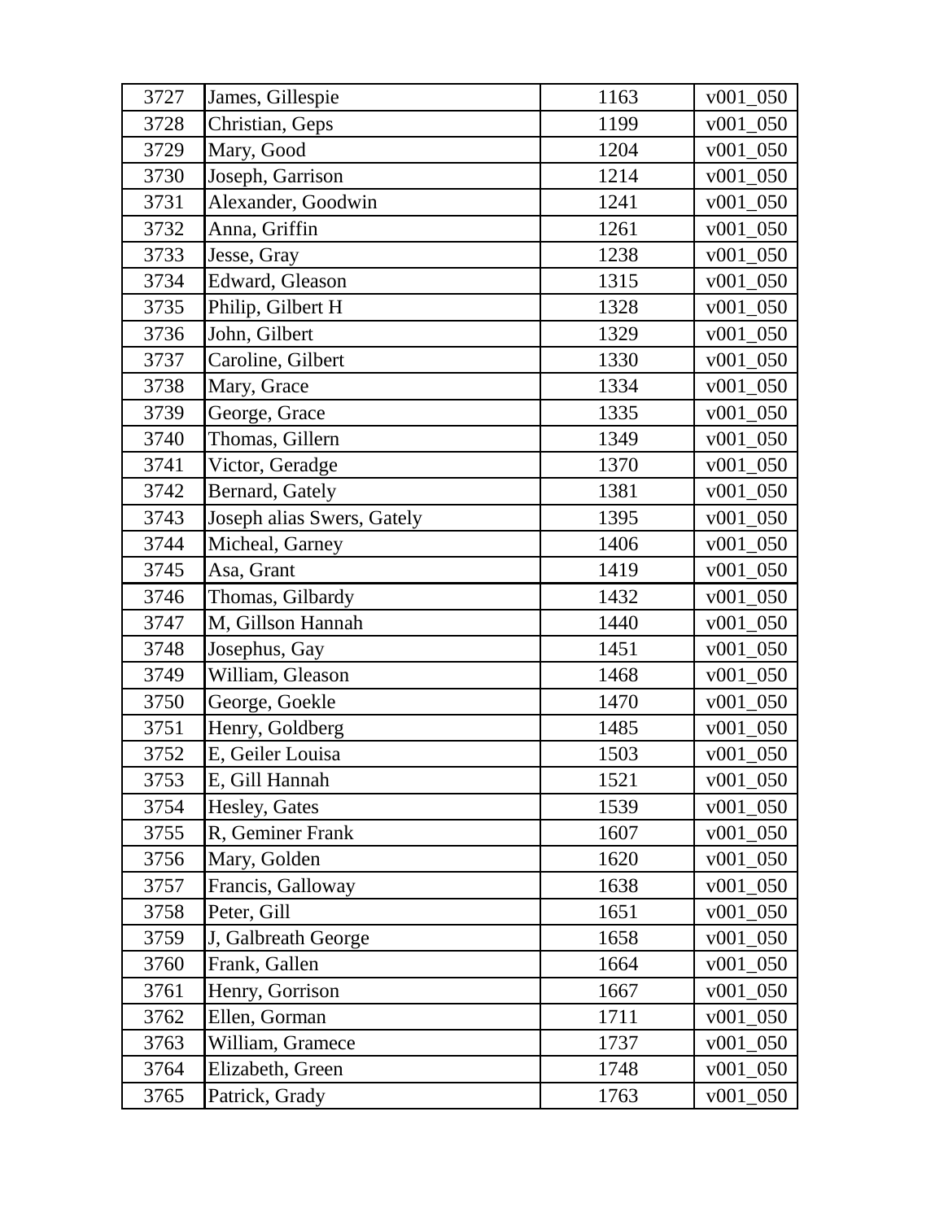| 3727 | James, Gillespie | 1163 | v001_050 |
|---|---|---|---|
| 3728 | Christian, Geps | 1199 | v001_050 |
| 3729 | Mary, Good | 1204 | v001_050 |
| 3730 | Joseph, Garrison | 1214 | v001_050 |
| 3731 | Alexander, Goodwin | 1241 | v001_050 |
| 3732 | Anna, Griffin | 1261 | v001_050 |
| 3733 | Jesse, Gray | 1238 | v001_050 |
| 3734 | Edward, Gleason | 1315 | v001_050 |
| 3735 | Philip, Gilbert H | 1328 | v001_050 |
| 3736 | John, Gilbert | 1329 | v001_050 |
| 3737 | Caroline, Gilbert | 1330 | v001_050 |
| 3738 | Mary, Grace | 1334 | v001_050 |
| 3739 | George, Grace | 1335 | v001_050 |
| 3740 | Thomas, Gillern | 1349 | v001_050 |
| 3741 | Victor, Geradge | 1370 | v001_050 |
| 3742 | Bernard, Gately | 1381 | v001_050 |
| 3743 | Joseph alias Swers, Gately | 1395 | v001_050 |
| 3744 | Micheal, Garney | 1406 | v001_050 |
| 3745 | Asa, Grant | 1419 | v001_050 |
| 3746 | Thomas, Gilbardy | 1432 | v001_050 |
| 3747 | M, Gillson Hannah | 1440 | v001_050 |
| 3748 | Josephus, Gay | 1451 | v001_050 |
| 3749 | William, Gleason | 1468 | v001_050 |
| 3750 | George, Goekle | 1470 | v001_050 |
| 3751 | Henry, Goldberg | 1485 | v001_050 |
| 3752 | E, Geiler Louisa | 1503 | v001_050 |
| 3753 | E, Gill Hannah | 1521 | v001_050 |
| 3754 | Hesley, Gates | 1539 | v001_050 |
| 3755 | R, Geminer Frank | 1607 | v001_050 |
| 3756 | Mary, Golden | 1620 | v001_050 |
| 3757 | Francis, Galloway | 1638 | v001_050 |
| 3758 | Peter, Gill | 1651 | v001_050 |
| 3759 | J, Galbreath George | 1658 | v001_050 |
| 3760 | Frank, Gallen | 1664 | v001_050 |
| 3761 | Henry, Gorrison | 1667 | v001_050 |
| 3762 | Ellen, Gorman | 1711 | v001_050 |
| 3763 | William, Gramece | 1737 | v001_050 |
| 3764 | Elizabeth, Green | 1748 | v001_050 |
| 3765 | Patrick, Grady | 1763 | v001_050 |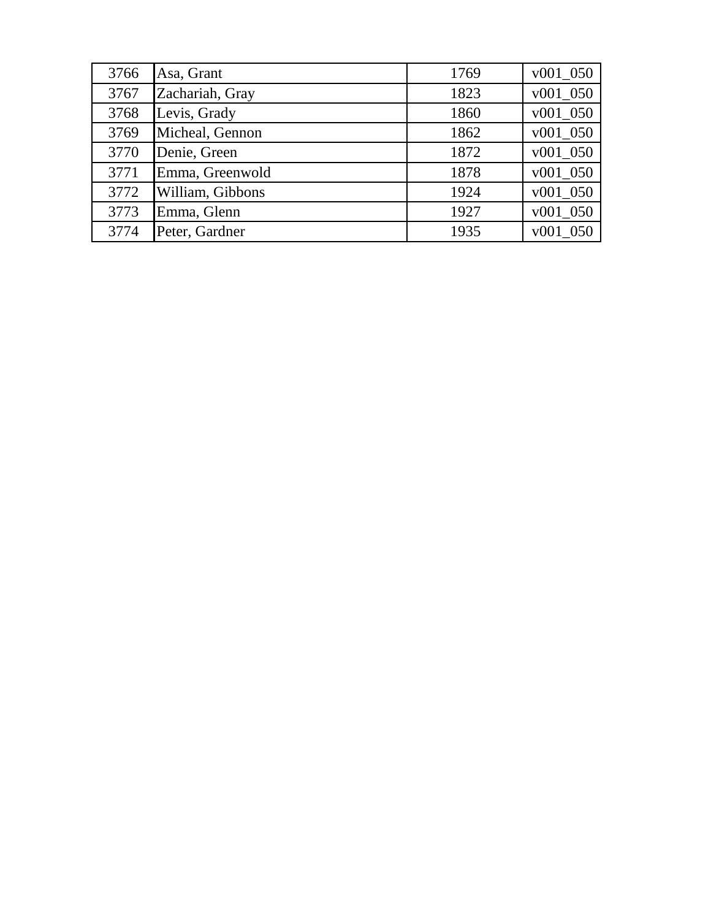| | | | |
|---|---|---|---|
| 3766 | Asa, Grant | 1769 | v001_050 |
| 3767 | Zachariah, Gray | 1823 | v001_050 |
| 3768 | Levis, Grady | 1860 | v001_050 |
| 3769 | Micheal, Gennon | 1862 | v001_050 |
| 3770 | Denie, Green | 1872 | v001_050 |
| 3771 | Emma, Greenwold | 1878 | v001_050 |
| 3772 | William, Gibbons | 1924 | v001_050 |
| 3773 | Emma, Glenn | 1927 | v001_050 |
| 3774 | Peter, Gardner | 1935 | v001_050 |